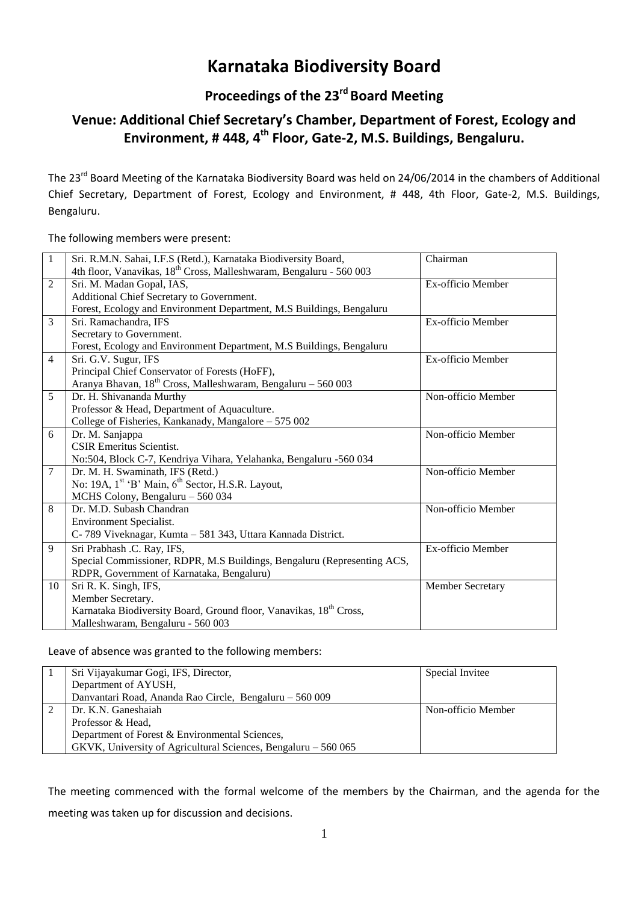# Karnataka Biodiversity Board

## Proceedings of the 23rd Board Meeting

## Venue: Additional Chief Secretary's Chamber, Department of Forest, Ecology and Environment, # 448, 4th Floor, Gate-2, M.S. Buildings, Bengaluru.

The 23rd Board Meeting of the Karnataka Biodiversity Board was held on 24/06/2014 in the chambers of Additional Chief Secretary, Department of Forest, Ecology and Environment, # 448, 4th Floor, Gate-2, M.S. Buildings, Bengaluru.

The following members were present:

| | | |
|---|---|---|
| 1 | Sri. R.M.N. Sahai, I.F.S (Retd.), Karnataka Biodiversity Board, 4th floor, Vanavikas, 18th Cross, Malleshwaram, Bengaluru - 560 003 | Chairman |
| 2 | Sri. M. Madan Gopal, IAS, Additional Chief Secretary to Government. Forest, Ecology and Environment Department, M.S Buildings, Bengaluru | Ex-officio Member |
| 3 | Sri. Ramachandra, IFS Secretary to Government. Forest, Ecology and Environment Department, M.S Buildings, Bengaluru | Ex-officio Member |
| 4 | Sri. G.V. Sugur, IFS Principal Chief Conservator of Forests (HoFF), Aranya Bhavan, 18th Cross, Malleshwaram, Bengaluru – 560 003 | Ex-officio Member |
| 5 | Dr. H. Shivananda Murthy Professor & Head, Department of Aquaculture. College of Fisheries, Kankanady, Mangalore – 575 002 | Non-officio Member |
| 6 | Dr. M. Sanjappa CSIR Emeritus Scientist. No:504, Block C-7, Kendriya Vihara, Yelahanka, Bengaluru -560 034 | Non-officio Member |
| 7 | Dr. M. H. Swaminath, IFS (Retd.) No: 19A, 1st 'B' Main, 6th Sector, H.S.R. Layout, MCHS Colony, Bengaluru – 560 034 | Non-officio Member |
| 8 | Dr. M.D. Subash Chandran Environment Specialist. C- 789 Viveknagar, Kumta – 581 343, Uttara Kannada District. | Non-officio Member |
| 9 | Sri Prabhash .C. Ray, IFS, Special Commissioner, RDPR, M.S Buildings, Bengaluru (Representing ACS, RDPR, Government of Karnataka, Bengaluru) | Ex-officio Member |
| 10 | Sri R. K. Singh, IFS, Member Secretary. Karnataka Biodiversity Board, Ground floor, Vanavikas, 18th Cross, Malleshwaram, Bengaluru - 560 003 | Member Secretary |

Leave of absence was granted to the following members:

| | | |
|---|---|---|
| 1 | Sri Vijayakumar Gogi, IFS, Director, Department of AYUSH, Danvantari Road, Ananda Rao Circle, Bengaluru – 560 009 | Special Invitee |
| 2 | Dr. K.N. Ganeshaiah Professor & Head, Department of Forest & Environmental Sciences, GKVK, University of Agricultural Sciences, Bengaluru – 560 065 | Non-officio Member |

The meeting commenced with the formal welcome of the members by the Chairman, and the agenda for the meeting was taken up for discussion and decisions.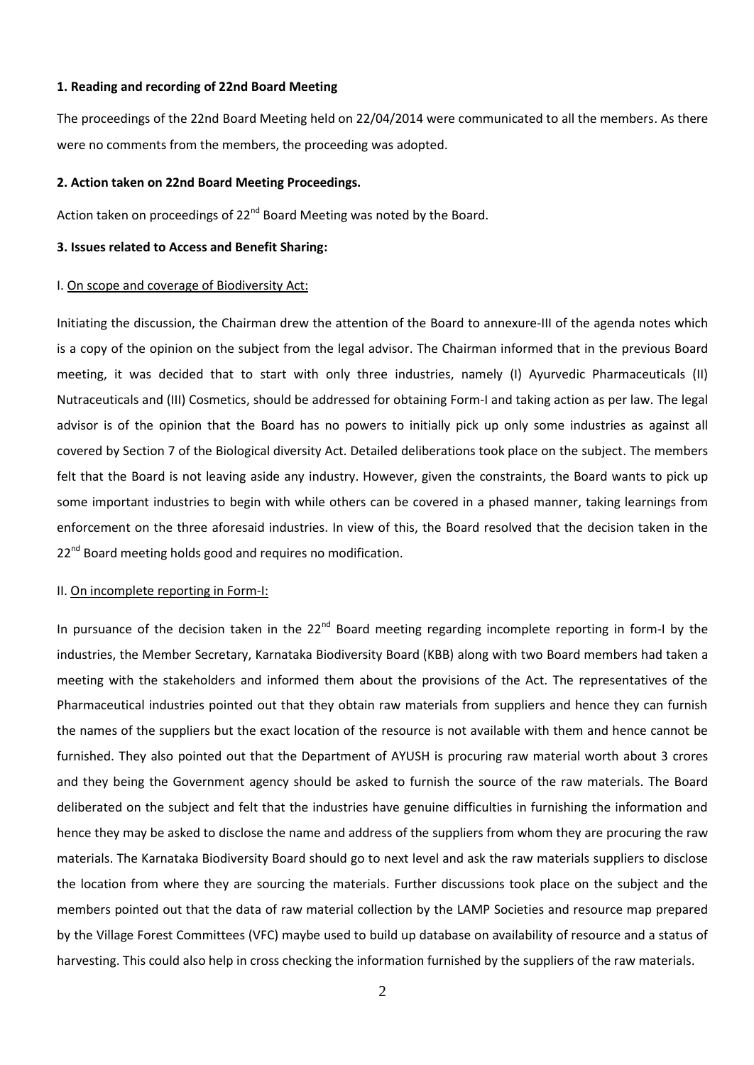**1. Reading and recording of 22nd Board Meeting**

The proceedings of the 22nd Board Meeting held on 22/04/2014 were communicated to all the members. As there were no comments from the members, the proceeding was adopted.

**2. Action taken on 22nd Board Meeting Proceedings.**

Action taken on proceedings of 22nd Board Meeting was noted by the Board.

**3. Issues related to Access and Benefit Sharing:**

I. On scope and coverage of Biodiversity Act:

Initiating the discussion, the Chairman drew the attention of the Board to annexure-III of the agenda notes which is a copy of the opinion on the subject from the legal advisor. The Chairman informed that in the previous Board meeting, it was decided that to start with only three industries, namely (I) Ayurvedic Pharmaceuticals (II) Nutraceuticals and (III) Cosmetics, should be addressed for obtaining Form-I and taking action as per law. The legal advisor is of the opinion that the Board has no powers to initially pick up only some industries as against all covered by Section 7 of the Biological diversity Act. Detailed deliberations took place on the subject. The members felt that the Board is not leaving aside any industry. However, given the constraints, the Board wants to pick up some important industries to begin with while others can be covered in a phased manner, taking learnings from enforcement on the three aforesaid industries. In view of this, the Board resolved that the decision taken in the 22nd Board meeting holds good and requires no modification.

II. On incomplete reporting in Form-I:

In pursuance of the decision taken in the 22nd Board meeting regarding incomplete reporting in form-I by the industries, the Member Secretary, Karnataka Biodiversity Board (KBB) along with two Board members had taken a meeting with the stakeholders and informed them about the provisions of the Act. The representatives of the Pharmaceutical industries pointed out that they obtain raw materials from suppliers and hence they can furnish the names of the suppliers but the exact location of the resource is not available with them and hence cannot be furnished. They also pointed out that the Department of AYUSH is procuring raw material worth about 3 crores and they being the Government agency should be asked to furnish the source of the raw materials. The Board deliberated on the subject and felt that the industries have genuine difficulties in furnishing the information and hence they may be asked to disclose the name and address of the suppliers from whom they are procuring the raw materials. The Karnataka Biodiversity Board should go to next level and ask the raw materials suppliers to disclose the location from where they are sourcing the materials. Further discussions took place on the subject and the members pointed out that the data of raw material collection by the LAMP Societies and resource map prepared by the Village Forest Committees (VFC) maybe used to build up database on availability of resource and a status of harvesting. This could also help in cross checking the information furnished by the suppliers of the raw materials.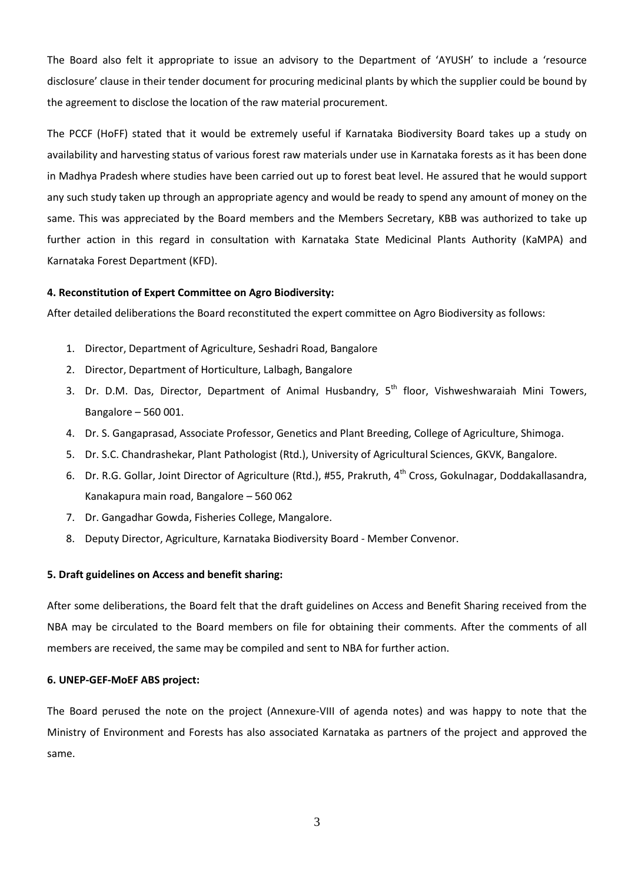The Board also felt it appropriate to issue an advisory to the Department of 'AYUSH' to include a 'resource disclosure' clause in their tender document for procuring medicinal plants by which the supplier could be bound by the agreement to disclose the location of the raw material procurement.

The PCCF (HoFF) stated that it would be extremely useful if Karnataka Biodiversity Board takes up a study on availability and harvesting status of various forest raw materials under use in Karnataka forests as it has been done in Madhya Pradesh where studies have been carried out up to forest beat level. He assured that he would support any such study taken up through an appropriate agency and would be ready to spend any amount of money on the same. This was appreciated by the Board members and the Members Secretary, KBB was authorized to take up further action in this regard in consultation with Karnataka State Medicinal Plants Authority (KaMPA) and Karnataka Forest Department (KFD).

**4. Reconstitution of Expert Committee on Agro Biodiversity:**

After detailed deliberations the Board reconstituted the expert committee on Agro Biodiversity as follows:

1. Director, Department of Agriculture, Seshadri Road, Bangalore
2. Director, Department of Horticulture, Lalbagh, Bangalore
3. Dr. D.M. Das, Director, Department of Animal Husbandry, 5th floor, Vishweshwaraiah Mini Towers, Bangalore – 560 001.
4. Dr. S. Gangaprasad, Associate Professor, Genetics and Plant Breeding, College of Agriculture, Shimoga.
5. Dr. S.C. Chandrashekar, Plant Pathologist (Rtd.), University of Agricultural Sciences, GKVK, Bangalore.
6. Dr. R.G. Gollar, Joint Director of Agriculture (Rtd.), #55, Prakruth, 4th Cross, Gokulnagar, Doddakallasandra, Kanakapura main road, Bangalore – 560 062
7. Dr. Gangadhar Gowda, Fisheries College, Mangalore.
8. Deputy Director, Agriculture, Karnataka Biodiversity Board - Member Convenor.

**5. Draft guidelines on Access and benefit sharing:**

After some deliberations, the Board felt that the draft guidelines on Access and Benefit Sharing received from the NBA may be circulated to the Board members on file for obtaining their comments. After the comments of all members are received, the same may be compiled and sent to NBA for further action.

**6. UNEP-GEF-MoEF ABS project:**

The Board perused the note on the project (Annexure-VIII of agenda notes) and was happy to note that the Ministry of Environment and Forests has also associated Karnataka as partners of the project and approved the same.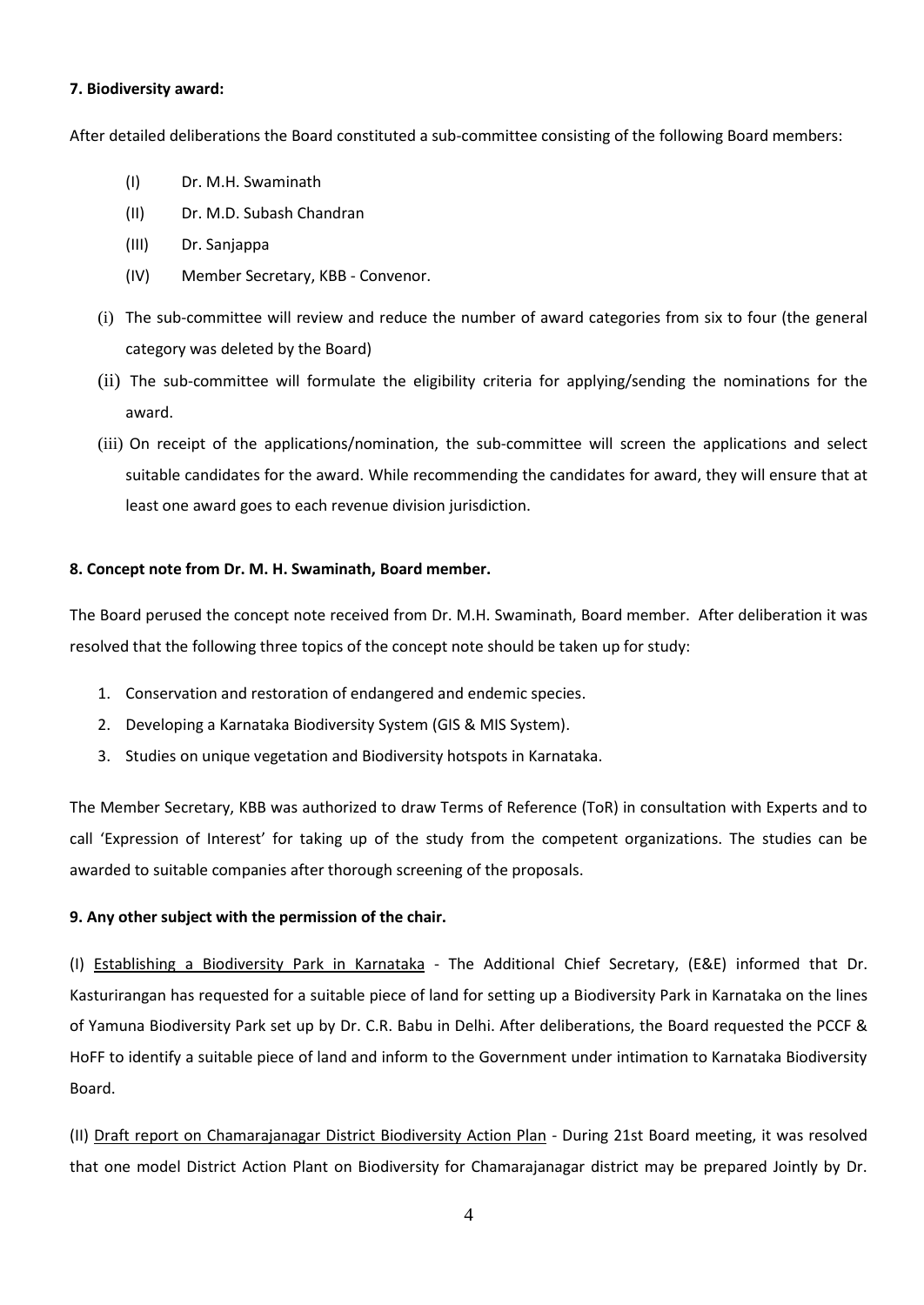**7. Biodiversity award:**

After detailed deliberations the Board constituted a sub-committee consisting of the following Board members:

(I) Dr. M.H. Swaminath

(II) Dr. M.D. Subash Chandran

(III) Dr. Sanjappa

(IV) Member Secretary, KBB - Convenor.

(i) The sub-committee will review and reduce the number of award categories from six to four (the general category was deleted by the Board)

(ii) The sub-committee will formulate the eligibility criteria for applying/sending the nominations for the award.

(iii) On receipt of the applications/nomination, the sub-committee will screen the applications and select suitable candidates for the award. While recommending the candidates for award, they will ensure that at least one award goes to each revenue division jurisdiction.

**8. Concept note from Dr. M. H. Swaminath, Board member.**

The Board perused the concept note received from Dr. M.H. Swaminath, Board member. After deliberation it was resolved that the following three topics of the concept note should be taken up for study:

1. Conservation and restoration of endangered and endemic species.
2. Developing a Karnataka Biodiversity System (GIS & MIS System).
3. Studies on unique vegetation and Biodiversity hotspots in Karnataka.

The Member Secretary, KBB was authorized to draw Terms of Reference (ToR) in consultation with Experts and to call 'Expression of Interest' for taking up of the study from the competent organizations. The studies can be awarded to suitable companies after thorough screening of the proposals.

**9. Any other subject with the permission of the chair.**

(I) Establishing a Biodiversity Park in Karnataka - The Additional Chief Secretary, (E&E) informed that Dr. Kasturirangan has requested for a suitable piece of land for setting up a Biodiversity Park in Karnataka on the lines of Yamuna Biodiversity Park set up by Dr. C.R. Babu in Delhi. After deliberations, the Board requested the PCCF & HoFF to identify a suitable piece of land and inform to the Government under intimation to Karnataka Biodiversity Board.

(II) Draft report on Chamarajanagar District Biodiversity Action Plan - During 21st Board meeting, it was resolved that one model District Action Plant on Biodiversity for Chamarajanagar district may be prepared Jointly by Dr.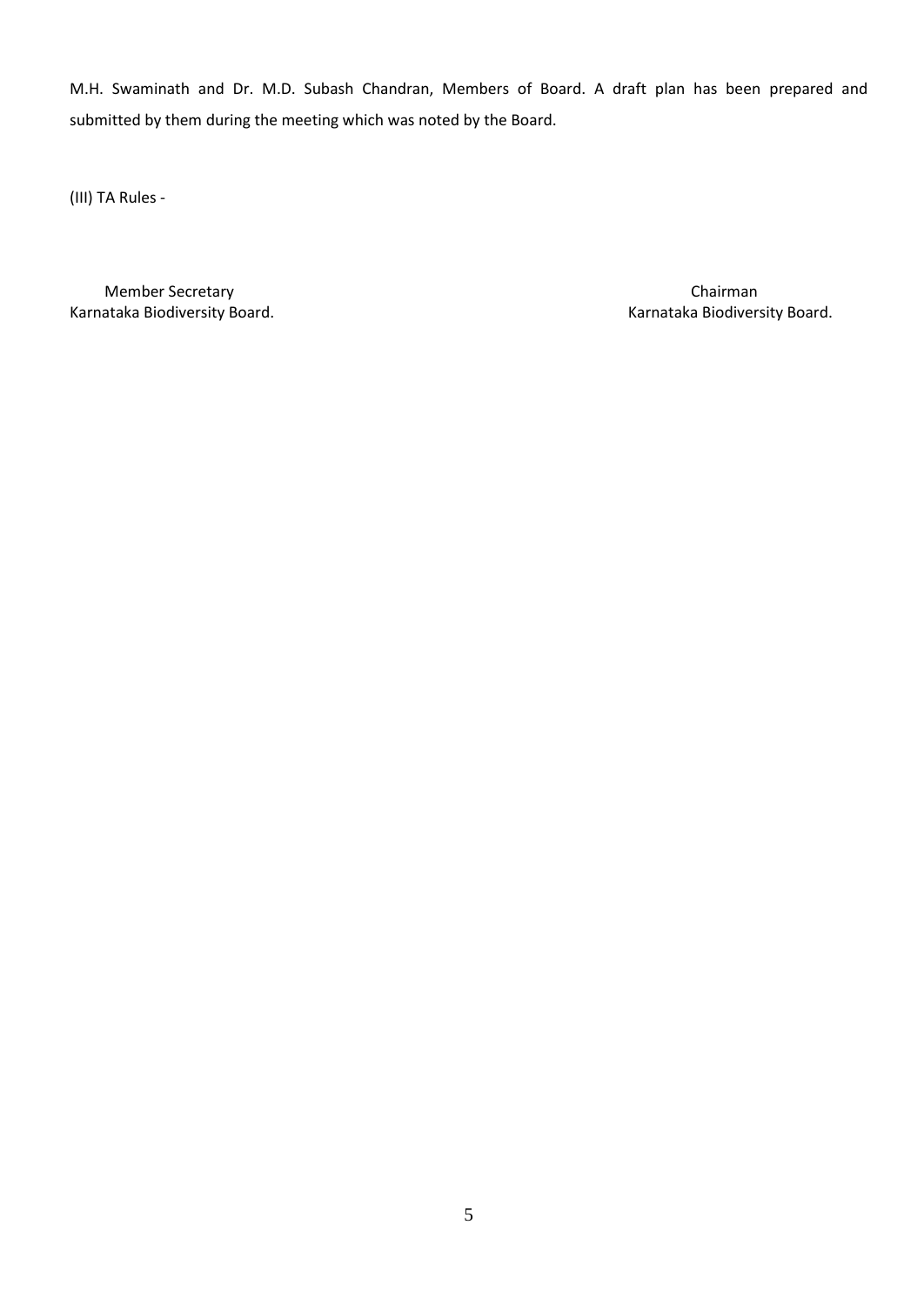M.H. Swaminath and Dr. M.D. Subash Chandran, Members of Board. A draft plan has been prepared and submitted by them during the meeting which was noted by the Board.

(III) TA Rules -

| | |
|---|---|
| Member Secretary<br>Karnataka Biodiversity Board. | Chairman<br>Karnataka Biodiversity Board. |